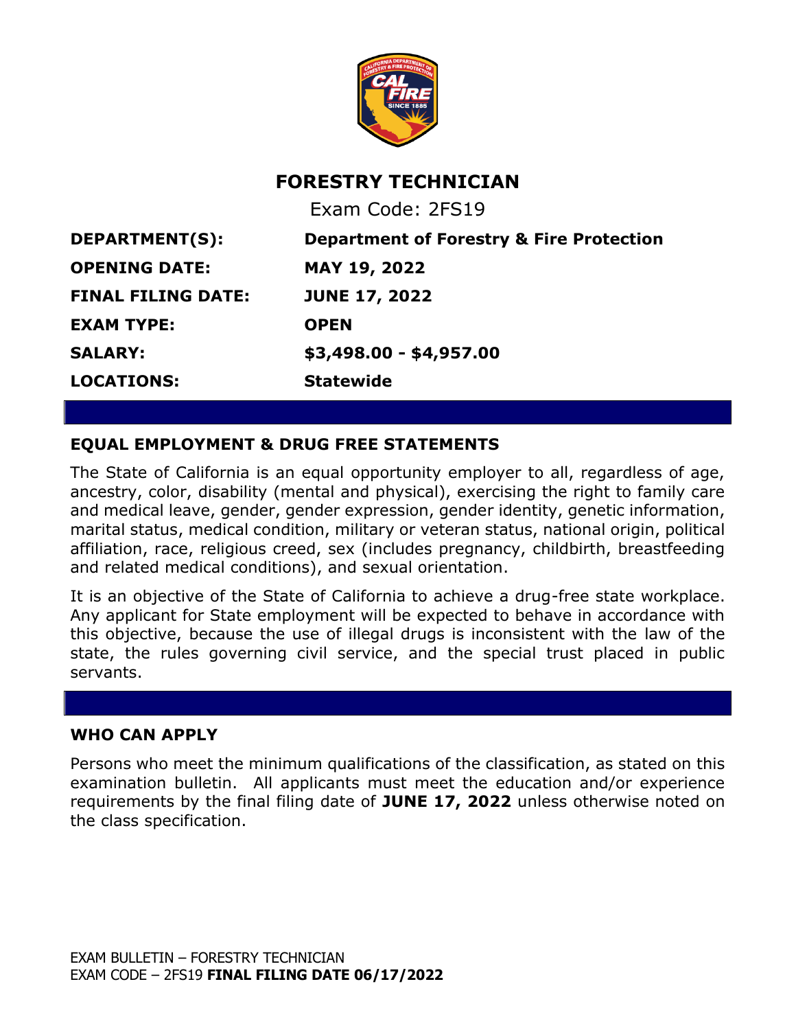# FORESTRY TECHNICIAN

Exam Code: 2FS19

**DEPARTMENT(S):** **Department of Forestry & Fire Protection**

**OPENING DATE:** **MAY 19, 2022**

**FINAL FILING DATE:** **JUNE 17, 2022**

**EXAM TYPE:** **OPEN**

**SALARY:** **$3,498.00 - $4,957.00**

**LOCATIONS:** **Statewide**

## EQUAL EMPLOYMENT & DRUG FREE STATEMENTS

The State of California is an equal opportunity employer to all, regardless of age, ancestry, color, disability (mental and physical), exercising the right to family care and medical leave, gender, gender expression, gender identity, genetic information, marital status, medical condition, military or veteran status, national origin, political affiliation, race, religious creed, sex (includes pregnancy, childbirth, breastfeeding and related medical conditions), and sexual orientation.

It is an objective of the State of California to achieve a drug-free state workplace. Any applicant for State employment will be expected to behave in accordance with this objective, because the use of illegal drugs is inconsistent with the law of the state, the rules governing civil service, and the special trust placed in public servants.

## WHO CAN APPLY

Persons who meet the minimum qualifications of the classification, as stated on this examination bulletin. All applicants must meet the education and/or experience requirements by the final filing date of **JUNE 17, 2022** unless otherwise noted on the class specification.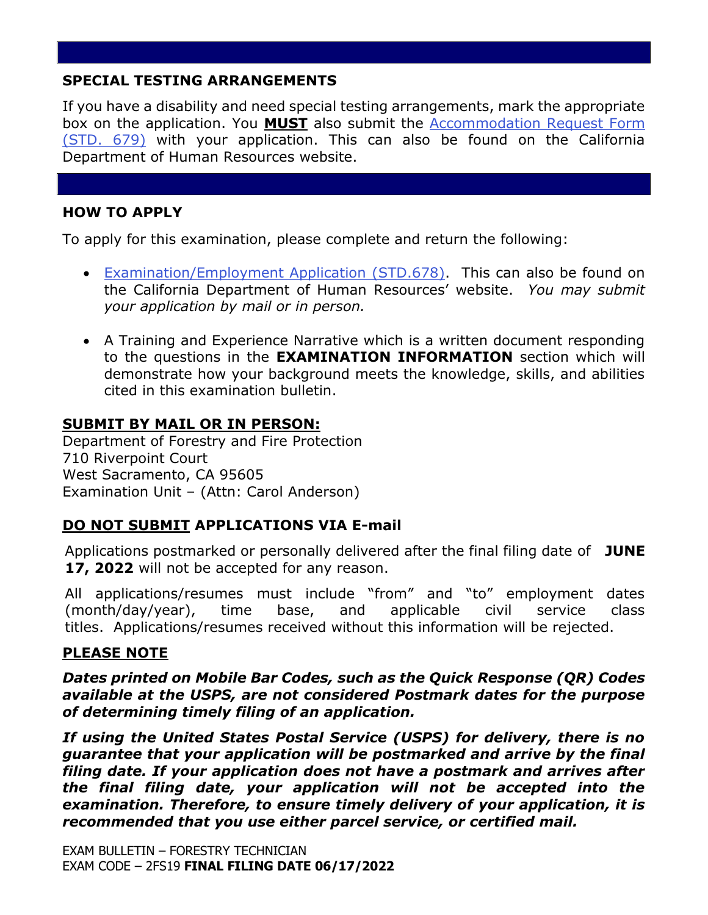## SPECIAL TESTING ARRANGEMENTS

If you have a disability and need special testing arrangements, mark the appropriate box on the application. You **MUST** also submit the Accommodation Request Form (STD. 679) with your application. This can also be found on the California Department of Human Resources website.

## HOW TO APPLY

To apply for this examination, please complete and return the following:

- Examination/Employment Application (STD.678). This can also be found on the California Department of Human Resources' website. *You may submit your application by mail or in person.*

- A Training and Experience Narrative which is a written document responding to the questions in the **EXAMINATION INFORMATION** section which will demonstrate how your background meets the knowledge, skills, and abilities cited in this examination bulletin.

**SUBMIT BY MAIL OR IN PERSON:**
Department of Forestry and Fire Protection
710 Riverpoint Court
West Sacramento, CA 95605
Examination Unit – (Attn: Carol Anderson)

**DO NOT SUBMIT APPLICATIONS VIA E-mail**

Applications postmarked or personally delivered after the final filing date of **JUNE 17, 2022** will not be accepted for any reason.

All applications/resumes must include "from" and "to" employment dates (month/day/year), time base, and applicable civil service class titles. Applications/resumes received without this information will be rejected.

**PLEASE NOTE**

***Dates printed on Mobile Bar Codes, such as the Quick Response (QR) Codes available at the USPS, are not considered Postmark dates for the purpose of determining timely filing of an application.***

***If using the United States Postal Service (USPS) for delivery, there is no guarantee that your application will be postmarked and arrive by the final filing date. If your application does not have a postmark and arrives after the final filing date, your application will not be accepted into the examination. Therefore, to ensure timely delivery of your application, it is recommended that you use either parcel service, or certified mail.***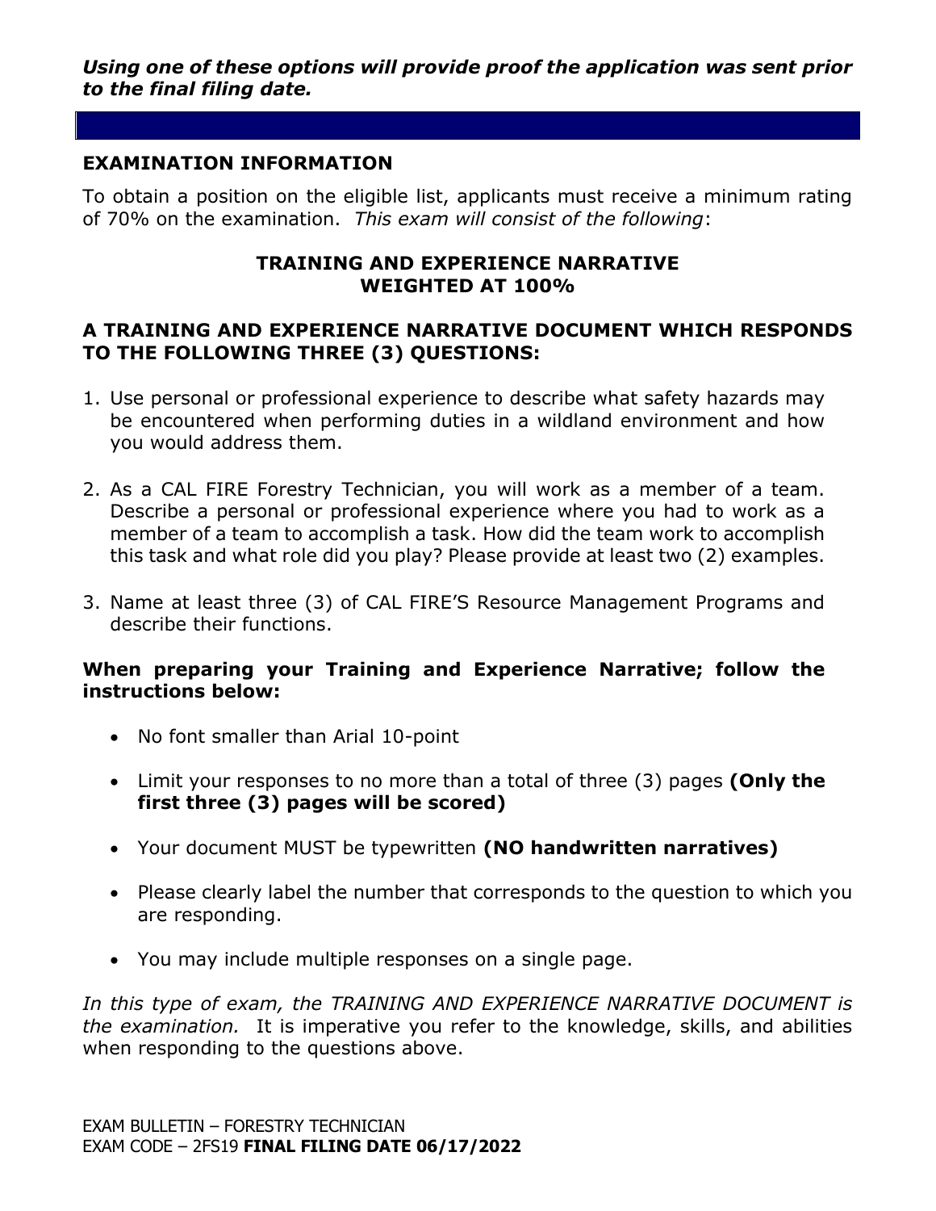***Using one of these options will provide proof the application was sent prior to the final filing date.***

## EXAMINATION INFORMATION

To obtain a position on the eligible list, applicants must receive a minimum rating of 70% on the examination. *This exam will consist of the following*:

**TRAINING AND EXPERIENCE NARRATIVE
WEIGHTED AT 100%**

### A TRAINING AND EXPERIENCE NARRATIVE DOCUMENT WHICH RESPONDS TO THE FOLLOWING THREE (3) QUESTIONS:

1. Use personal or professional experience to describe what safety hazards may be encountered when performing duties in a wildland environment and how you would address them.
2. As a CAL FIRE Forestry Technician, you will work as a member of a team. Describe a personal or professional experience where you had to work as a member of a team to accomplish a task. How did the team work to accomplish this task and what role did you play? Please provide at least two (2) examples.
3. Name at least three (3) of CAL FIRE'S Resource Management Programs and describe their functions.

**When preparing your Training and Experience Narrative; follow the instructions below:**

- No font smaller than Arial 10-point
- Limit your responses to no more than a total of three (3) pages **(Only the first three (3) pages will be scored)**
- Your document MUST be typewritten **(NO handwritten narratives)**
- Please clearly label the number that corresponds to the question to which you are responding.
- You may include multiple responses on a single page.

*In this type of exam, the TRAINING AND EXPERIENCE NARRATIVE DOCUMENT is the examination.* It is imperative you refer to the knowledge, skills, and abilities when responding to the questions above.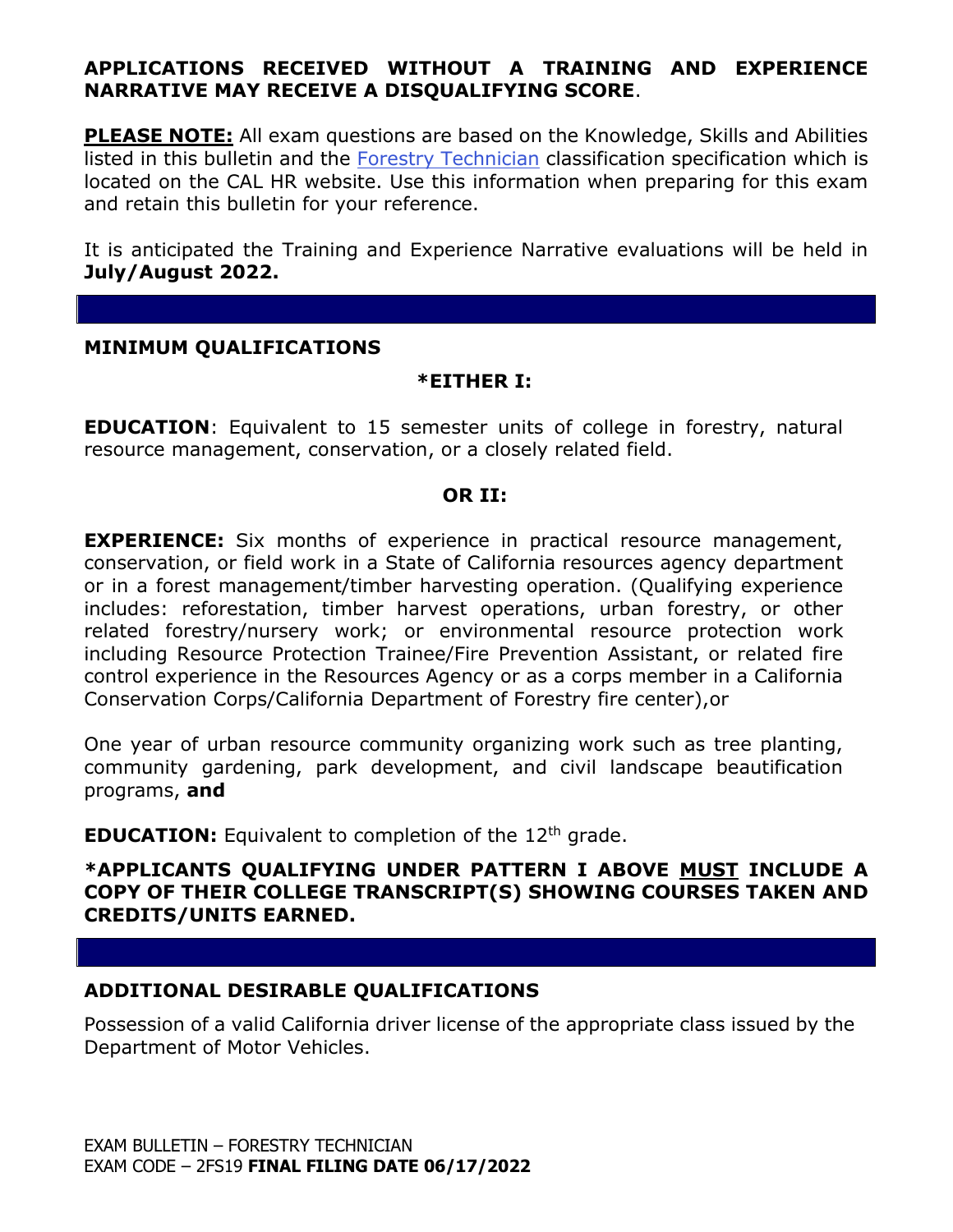**APPLICATIONS RECEIVED WITHOUT A TRAINING AND EXPERIENCE NARRATIVE MAY RECEIVE A DISQUALIFYING SCORE**.

**PLEASE NOTE:** All exam questions are based on the Knowledge, Skills and Abilities listed in this bulletin and the Forestry Technician classification specification which is located on the CAL HR website. Use this information when preparing for this exam and retain this bulletin for your reference.

It is anticipated the Training and Experience Narrative evaluations will be held in **July/August 2022.**

## MINIMUM QUALIFICATIONS

**\*EITHER I:**

**EDUCATION**: Equivalent to 15 semester units of college in forestry, natural resource management, conservation, or a closely related field.

**OR II:**

**EXPERIENCE:** Six months of experience in practical resource management, conservation, or field work in a State of California resources agency department or in a forest management/timber harvesting operation. (Qualifying experience includes: reforestation, timber harvest operations, urban forestry, or other related forestry/nursery work; or environmental resource protection work including Resource Protection Trainee/Fire Prevention Assistant, or related fire control experience in the Resources Agency or as a corps member in a California Conservation Corps/California Department of Forestry fire center),or

One year of urban resource community organizing work such as tree planting, community gardening, park development, and civil landscape beautification programs, **and**

**EDUCATION:** Equivalent to completion of the 12th grade.

**\*APPLICANTS QUALIFYING UNDER PATTERN I ABOVE MUST INCLUDE A COPY OF THEIR COLLEGE TRANSCRIPT(S) SHOWING COURSES TAKEN AND CREDITS/UNITS EARNED.**

## ADDITIONAL DESIRABLE QUALIFICATIONS

Possession of a valid California driver license of the appropriate class issued by the Department of Motor Vehicles.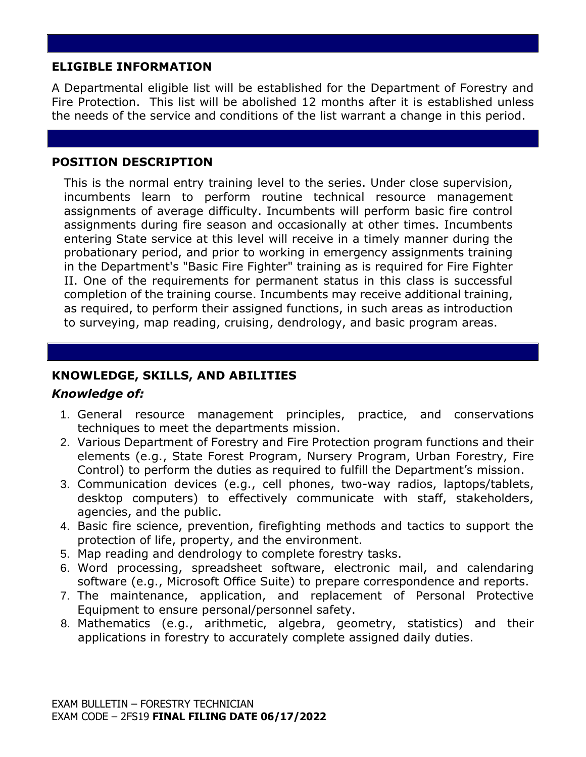## ELIGIBLE INFORMATION

A Departmental eligible list will be established for the Department of Forestry and Fire Protection. This list will be abolished 12 months after it is established unless the needs of the service and conditions of the list warrant a change in this period.

## POSITION DESCRIPTION

This is the normal entry training level to the series. Under close supervision, incumbents learn to perform routine technical resource management assignments of average difficulty. Incumbents will perform basic fire control assignments during fire season and occasionally at other times. Incumbents entering State service at this level will receive in a timely manner during the probationary period, and prior to working in emergency assignments training in the Department's "Basic Fire Fighter" training as is required for Fire Fighter II. One of the requirements for permanent status in this class is successful completion of the training course. Incumbents may receive additional training, as required, to perform their assigned functions, in such areas as introduction to surveying, map reading, cruising, dendrology, and basic program areas.

## KNOWLEDGE, SKILLS, AND ABILITIES

### *Knowledge of:*

1. General resource management principles, practice, and conservations techniques to meet the departments mission.
2. Various Department of Forestry and Fire Protection program functions and their elements (e.g., State Forest Program, Nursery Program, Urban Forestry, Fire Control) to perform the duties as required to fulfill the Department's mission.
3. Communication devices (e.g., cell phones, two-way radios, laptops/tablets, desktop computers) to effectively communicate with staff, stakeholders, agencies, and the public.
4. Basic fire science, prevention, firefighting methods and tactics to support the protection of life, property, and the environment.
5. Map reading and dendrology to complete forestry tasks.
6. Word processing, spreadsheet software, electronic mail, and calendaring software (e.g., Microsoft Office Suite) to prepare correspondence and reports.
7. The maintenance, application, and replacement of Personal Protective Equipment to ensure personal/personnel safety.
8. Mathematics (e.g., arithmetic, algebra, geometry, statistics) and their applications in forestry to accurately complete assigned daily duties.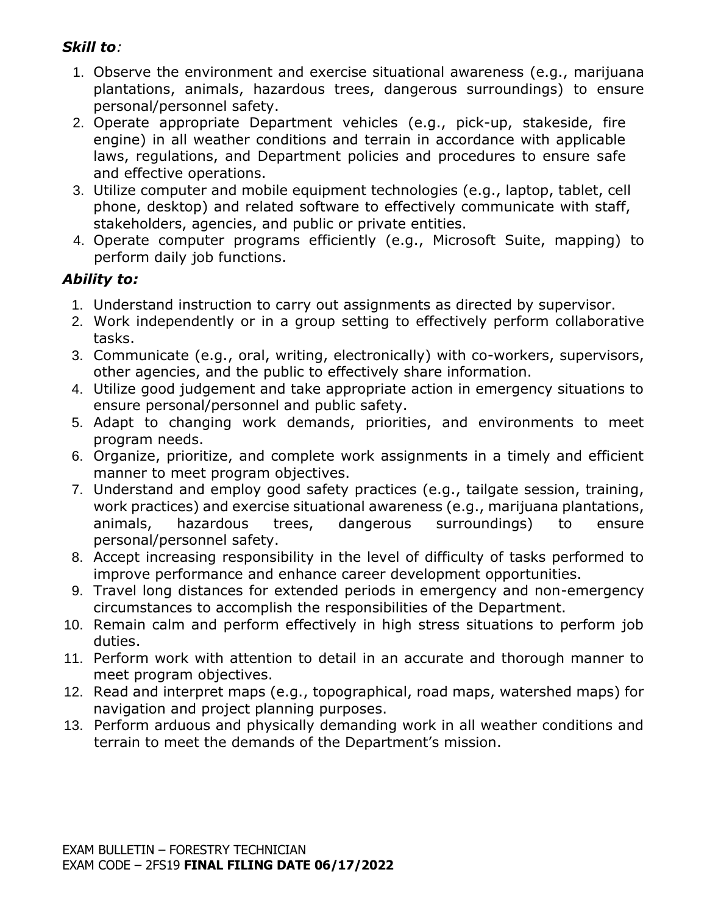***Skill to:***

1. Observe the environment and exercise situational awareness (e.g., marijuana plantations, animals, hazardous trees, dangerous surroundings) to ensure personal/personnel safety.
2. Operate appropriate Department vehicles (e.g., pick-up, stakeside, fire engine) in all weather conditions and terrain in accordance with applicable laws, regulations, and Department policies and procedures to ensure safe and effective operations.
3. Utilize computer and mobile equipment technologies (e.g., laptop, tablet, cell phone, desktop) and related software to effectively communicate with staff, stakeholders, agencies, and public or private entities.
4. Operate computer programs efficiently (e.g., Microsoft Suite, mapping) to perform daily job functions.

***Ability to:***

1. Understand instruction to carry out assignments as directed by supervisor.
2. Work independently or in a group setting to effectively perform collaborative tasks.
3. Communicate (e.g., oral, writing, electronically) with co-workers, supervisors, other agencies, and the public to effectively share information.
4. Utilize good judgement and take appropriate action in emergency situations to ensure personal/personnel and public safety.
5. Adapt to changing work demands, priorities, and environments to meet program needs.
6. Organize, prioritize, and complete work assignments in a timely and efficient manner to meet program objectives.
7. Understand and employ good safety practices (e.g., tailgate session, training, work practices) and exercise situational awareness (e.g., marijuana plantations, animals, hazardous trees, dangerous surroundings) to ensure personal/personnel safety.
8. Accept increasing responsibility in the level of difficulty of tasks performed to improve performance and enhance career development opportunities.
9. Travel long distances for extended periods in emergency and non-emergency circumstances to accomplish the responsibilities of the Department.
10. Remain calm and perform effectively in high stress situations to perform job duties.
11. Perform work with attention to detail in an accurate and thorough manner to meet program objectives.
12. Read and interpret maps (e.g., topographical, road maps, watershed maps) for navigation and project planning purposes.
13. Perform arduous and physically demanding work in all weather conditions and terrain to meet the demands of the Department's mission.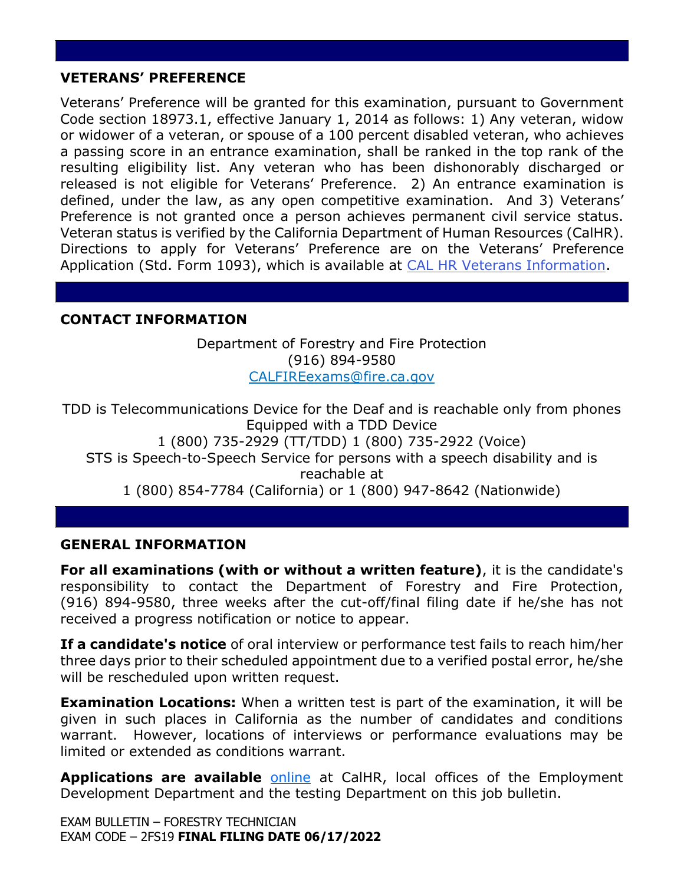## VETERANS' PREFERENCE

Veterans' Preference will be granted for this examination, pursuant to Government Code section 18973.1, effective January 1, 2014 as follows: 1) Any veteran, widow or widower of a veteran, or spouse of a 100 percent disabled veteran, who achieves a passing score in an entrance examination, shall be ranked in the top rank of the resulting eligibility list. Any veteran who has been dishonorably discharged or released is not eligible for Veterans' Preference. 2) An entrance examination is defined, under the law, as any open competitive examination. And 3) Veterans' Preference is not granted once a person achieves permanent civil service status. Veteran status is verified by the California Department of Human Resources (CalHR). Directions to apply for Veterans' Preference are on the Veterans' Preference Application (Std. Form 1093), which is available at [CAL HR Veterans Information](CAL HR Veterans Information).

## CONTACT INFORMATION

Department of Forestry and Fire Protection
(916) 894-9580
[CALFIREexams@fire.ca.gov](mailto:CALFIREexams@fire.ca.gov)

TDD is Telecommunications Device for the Deaf and is reachable only from phones Equipped with a TDD Device
1 (800) 735-2929 (TT/TDD) 1 (800) 735-2922 (Voice)
STS is Speech-to-Speech Service for persons with a speech disability and is reachable at
1 (800) 854-7784 (California) or 1 (800) 947-8642 (Nationwide)

## GENERAL INFORMATION

**For all examinations (with or without a written feature)**, it is the candidate's responsibility to contact the Department of Forestry and Fire Protection, (916) 894-9580, three weeks after the cut-off/final filing date if he/she has not received a progress notification or notice to appear.

**If a candidate's notice** of oral interview or performance test fails to reach him/her three days prior to their scheduled appointment due to a verified postal error, he/she will be rescheduled upon written request.

**Examination Locations:** When a written test is part of the examination, it will be given in such places in California as the number of candidates and conditions warrant. However, locations of interviews or performance evaluations may be limited or extended as conditions warrant.

**Applications are available** [online](online) at CalHR, local offices of the Employment Development Department and the testing Department on this job bulletin.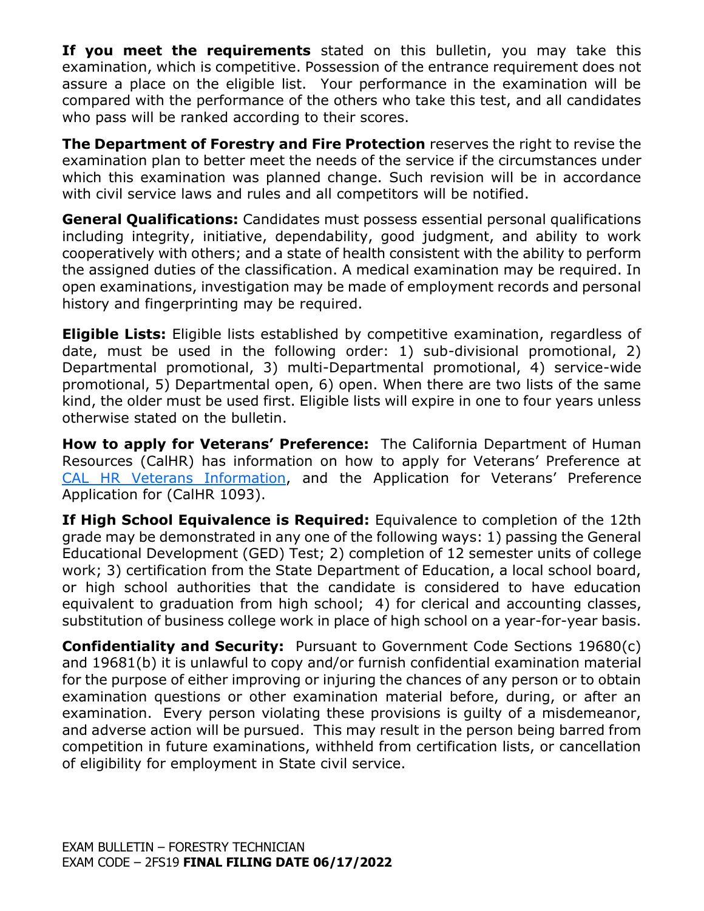**If you meet the requirements** stated on this bulletin, you may take this examination, which is competitive. Possession of the entrance requirement does not assure a place on the eligible list. Your performance in the examination will be compared with the performance of the others who take this test, and all candidates who pass will be ranked according to their scores.

**The Department of Forestry and Fire Protection** reserves the right to revise the examination plan to better meet the needs of the service if the circumstances under which this examination was planned change. Such revision will be in accordance with civil service laws and rules and all competitors will be notified.

**General Qualifications:** Candidates must possess essential personal qualifications including integrity, initiative, dependability, good judgment, and ability to work cooperatively with others; and a state of health consistent with the ability to perform the assigned duties of the classification. A medical examination may be required. In open examinations, investigation may be made of employment records and personal history and fingerprinting may be required.

**Eligible Lists:** Eligible lists established by competitive examination, regardless of date, must be used in the following order: 1) sub-divisional promotional, 2) Departmental promotional, 3) multi-Departmental promotional, 4) service-wide promotional, 5) Departmental open, 6) open. When there are two lists of the same kind, the older must be used first. Eligible lists will expire in one to four years unless otherwise stated on the bulletin.

**How to apply for Veterans' Preference:** The California Department of Human Resources (CalHR) has information on how to apply for Veterans' Preference at CAL HR Veterans Information, and the Application for Veterans' Preference Application for (CalHR 1093).

**If High School Equivalence is Required:** Equivalence to completion of the 12th grade may be demonstrated in any one of the following ways: 1) passing the General Educational Development (GED) Test; 2) completion of 12 semester units of college work; 3) certification from the State Department of Education, a local school board, or high school authorities that the candidate is considered to have education equivalent to graduation from high school; 4) for clerical and accounting classes, substitution of business college work in place of high school on a year-for-year basis.

**Confidentiality and Security:** Pursuant to Government Code Sections 19680(c) and 19681(b) it is unlawful to copy and/or furnish confidential examination material for the purpose of either improving or injuring the chances of any person or to obtain examination questions or other examination material before, during, or after an examination. Every person violating these provisions is guilty of a misdemeanor, and adverse action will be pursued. This may result in the person being barred from competition in future examinations, withheld from certification lists, or cancellation of eligibility for employment in State civil service.